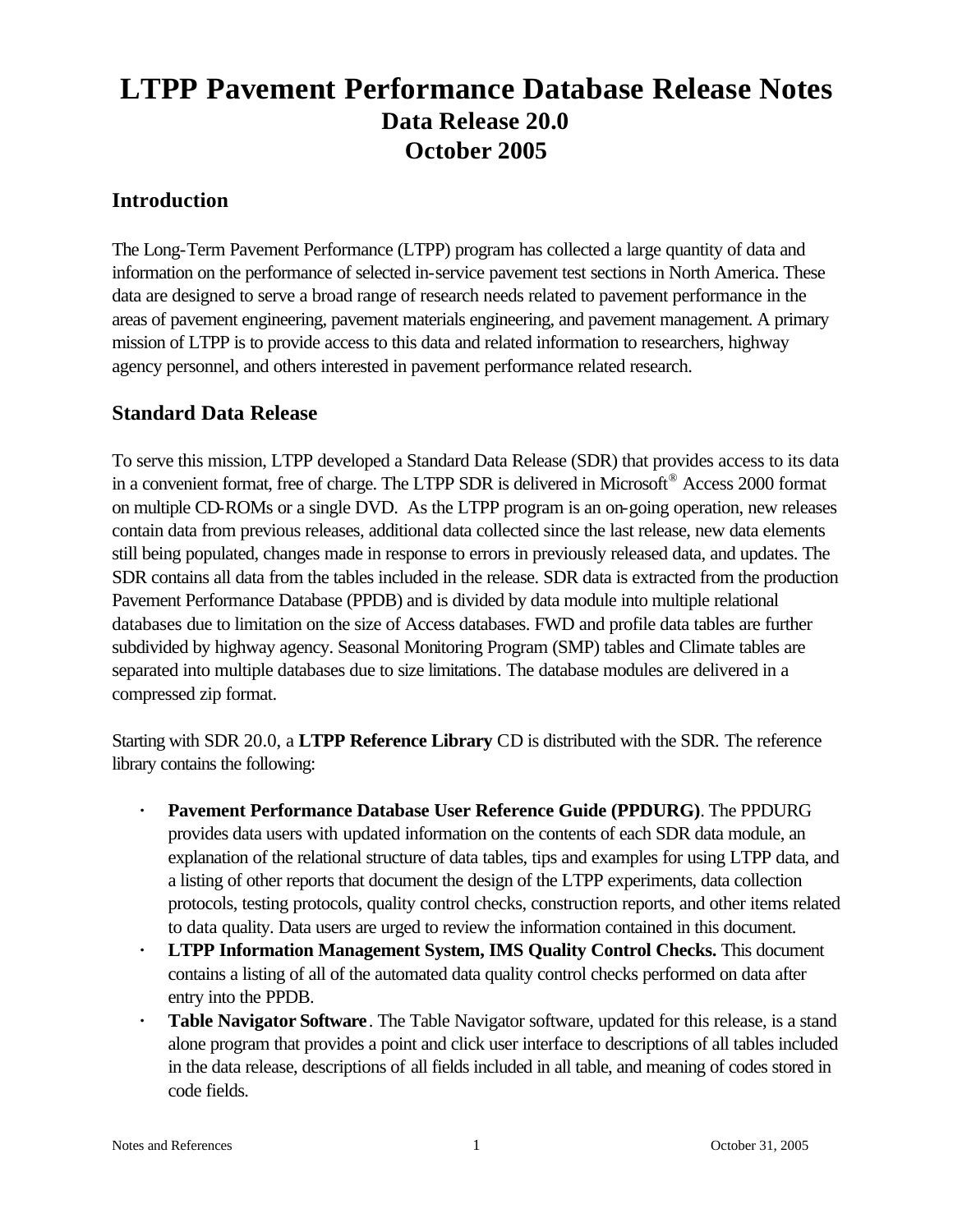# LTPP Pavement Performance Database Release Notes

## Data Release 20.0

## October 2005

### Introduction

The Long-Term Pavement Performance (LTPP) program has collected a large quantity of data and information on the performance of selected in-service pavement test sections in North America. These data are designed to serve a broad range of research needs related to pavement performance in the areas of pavement engineering, pavement materials engineering, and pavement management. A primary mission of LTPP is to provide access to this data and related information to researchers, highway agency personnel, and others interested in pavement performance related research.

### Standard Data Release

To serve this mission, LTPP developed a Standard Data Release (SDR) that provides access to its data in a convenient format, free of charge. The LTPP SDR is delivered in Microsoft® Access 2000 format on multiple CD-ROMs or a single DVD. As the LTPP program is an on-going operation, new releases contain data from previous releases, additional data collected since the last release, new data elements still being populated, changes made in response to errors in previously released data, and updates. The SDR contains all data from the tables included in the release. SDR data is extracted from the production Pavement Performance Database (PPDB) and is divided by data module into multiple relational databases due to limitation on the size of Access databases. FWD and profile data tables are further subdivided by highway agency. Seasonal Monitoring Program (SMP) tables and Climate tables are separated into multiple databases due to size limitations. The database modules are delivered in a compressed zip format.

Starting with SDR 20.0, a **LTPP Reference Library** CD is distributed with the SDR. The reference library contains the following:

- **Pavement Performance Database User Reference Guide (PPDURG)**. The PPDURG provides data users with updated information on the contents of each SDR data module, an explanation of the relational structure of data tables, tips and examples for using LTPP data, and a listing of other reports that document the design of the LTPP experiments, data collection protocols, testing protocols, quality control checks, construction reports, and other items related to data quality. Data users are urged to review the information contained in this document.
- **LTPP Information Management System, IMS Quality Control Checks.** This document contains a listing of all of the automated data quality control checks performed on data after entry into the PPDB.
- **Table Navigator Software**. The Table Navigator software, updated for this release, is a stand alone program that provides a point and click user interface to descriptions of all tables included in the data release, descriptions of all fields included in all table, and meaning of codes stored in code fields.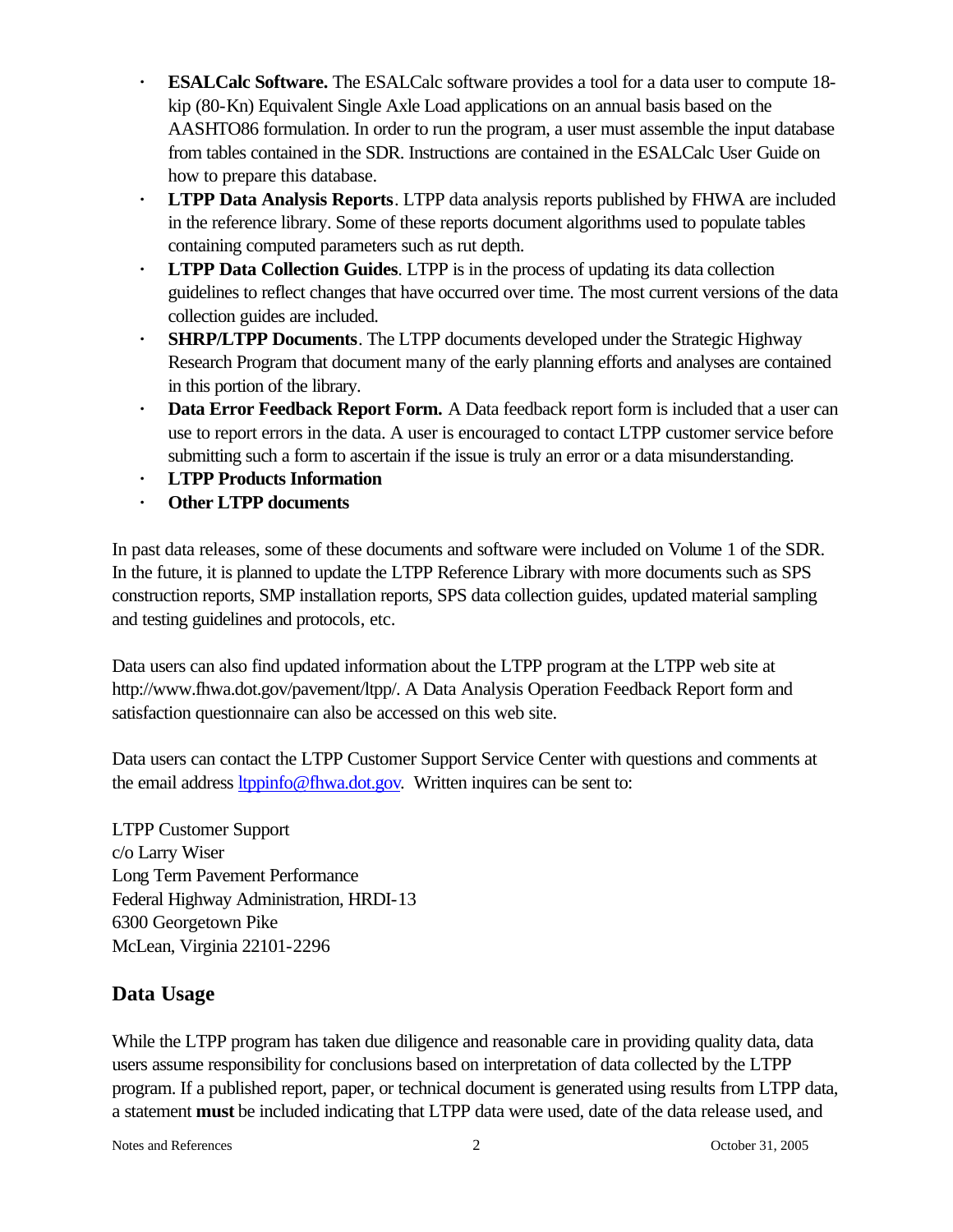- **ESALCalc Software.** The ESALCalc software provides a tool for a data user to compute 18-kip (80-Kn) Equivalent Single Axle Load applications on an annual basis based on the AASHTO86 formulation. In order to run the program, a user must assemble the input database from tables contained in the SDR. Instructions are contained in the ESALCalc User Guide on how to prepare this database.
- **LTPP Data Analysis Reports**. LTPP data analysis reports published by FHWA are included in the reference library. Some of these reports document algorithms used to populate tables containing computed parameters such as rut depth.
- **LTPP Data Collection Guides**. LTPP is in the process of updating its data collection guidelines to reflect changes that have occurred over time. The most current versions of the data collection guides are included.
- **SHRP/LTPP Documents**. The LTPP documents developed under the Strategic Highway Research Program that document many of the early planning efforts and analyses are contained in this portion of the library.
- **Data Error Feedback Report Form.** A Data feedback report form is included that a user can use to report errors in the data. A user is encouraged to contact LTPP customer service before submitting such a form to ascertain if the issue is truly an error or a data misunderstanding.
- **LTPP Products Information**
- **Other LTPP documents**

In past data releases, some of these documents and software were included on Volume 1 of the SDR. In the future, it is planned to update the LTPP Reference Library with more documents such as SPS construction reports, SMP installation reports, SPS data collection guides, updated material sampling and testing guidelines and protocols, etc.

Data users can also find updated information about the LTPP program at the LTPP web site at http://www.fhwa.dot.gov/pavement/ltpp/. A Data Analysis Operation Feedback Report form and satisfaction questionnaire can also be accessed on this web site.

Data users can contact the LTPP Customer Support Service Center with questions and comments at the email address ltppinfo@fhwa.dot.gov. Written inquires can be sent to:

LTPP Customer Support
c/o Larry Wiser
Long Term Pavement Performance
Federal Highway Administration, HRDI-13
6300 Georgetown Pike
McLean, Virginia 22101-2296

## Data Usage

While the LTPP program has taken due diligence and reasonable care in providing quality data, data users assume responsibility for conclusions based on interpretation of data collected by the LTPP program. If a published report, paper, or technical document is generated using results from LTPP data, a statement **must** be included indicating that LTPP data were used, date of the data release used, and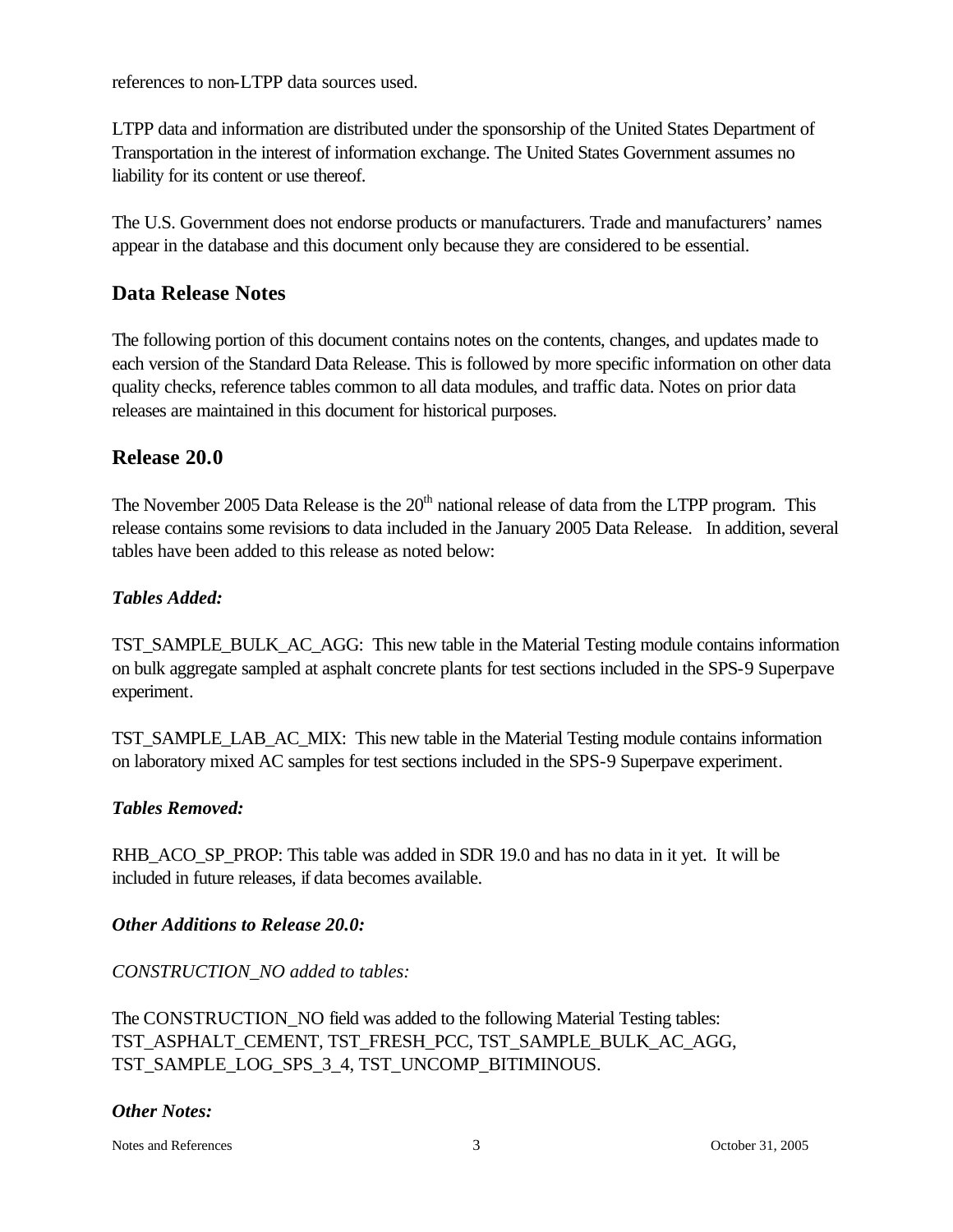references to non-LTPP data sources used.

LTPP data and information are distributed under the sponsorship of the United States Department of Transportation in the interest of information exchange. The United States Government assumes no liability for its content or use thereof.

The U.S. Government does not endorse products or manufacturers. Trade and manufacturers' names appear in the database and this document only because they are considered to be essential.

## Data Release Notes

The following portion of this document contains notes on the contents, changes, and updates made to each version of the Standard Data Release. This is followed by more specific information on other data quality checks, reference tables common to all data modules, and traffic data. Notes on prior data releases are maintained in this document for historical purposes.

## Release 20.0

The November 2005 Data Release is the 20th national release of data from the LTPP program. This release contains some revisions to data included in the January 2005 Data Release. In addition, several tables have been added to this release as noted below:

### *Tables Added:*

TST_SAMPLE_BULK_AC_AGG: This new table in the Material Testing module contains information on bulk aggregate sampled at asphalt concrete plants for test sections included in the SPS-9 Superpave experiment.

TST_SAMPLE_LAB_AC_MIX: This new table in the Material Testing module contains information on laboratory mixed AC samples for test sections included in the SPS-9 Superpave experiment.

### *Tables Removed:*

RHB_ACO_SP_PROP: This table was added in SDR 19.0 and has no data in it yet. It will be included in future releases, if data becomes available.

### *Other Additions to Release 20.0:*

*CONSTRUCTION_NO added to tables:*

The CONSTRUCTION_NO field was added to the following Material Testing tables: TST_ASPHALT_CEMENT, TST_FRESH_PCC, TST_SAMPLE_BULK_AC_AGG, TST_SAMPLE_LOG_SPS_3_4, TST_UNCOMP_BITIMINOUS.

### *Other Notes:*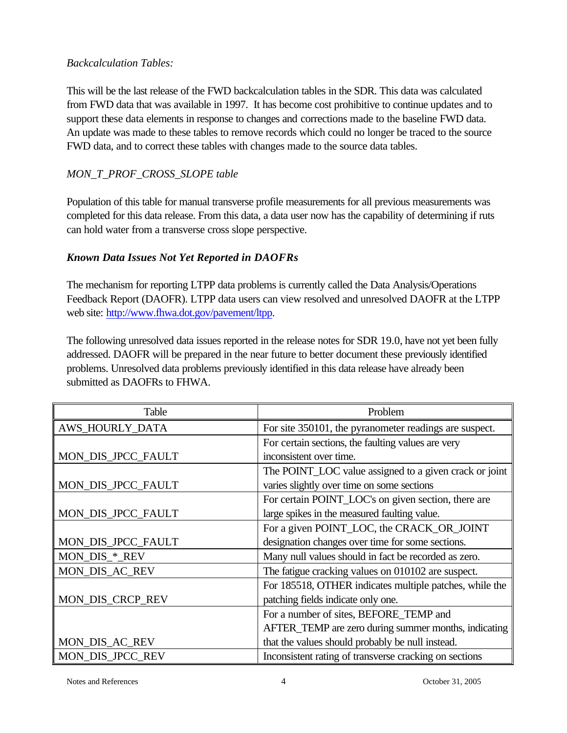*Backcalculation Tables:*

This will be the last release of the FWD backcalculation tables in the SDR. This data was calculated from FWD data that was available in 1997. It has become cost prohibitive to continue updates and to support these data elements in response to changes and corrections made to the baseline FWD data. An update was made to these tables to remove records which could no longer be traced to the source FWD data, and to correct these tables with changes made to the source data tables.

*MON_T_PROF_CROSS_SLOPE table*

Population of this table for manual transverse profile measurements for all previous measurements was completed for this data release. From this data, a data user now has the capability of determining if ruts can hold water from a transverse cross slope perspective.

***Known Data Issues Not Yet Reported in DAOFRs***

The mechanism for reporting LTPP data problems is currently called the Data Analysis/Operations Feedback Report (DAOFR). LTPP data users can view resolved and unresolved DAOFR at the LTPP web site: http://www.fhwa.dot.gov/pavement/ltpp.

The following unresolved data issues reported in the release notes for SDR 19.0, have not yet been fully addressed. DAOFR will be prepared in the near future to better document these previously identified problems. Unresolved data problems previously identified in this data release have already been submitted as DAOFRs to FHWA.

| Table | Problem |
|---|---|
| AWS_HOURLY_DATA | For site 350101, the pyranometer readings are suspect. |
| MON_DIS_JPCC_FAULT | For certain sections, the faulting values are very inconsistent over time. |
| MON_DIS_JPCC_FAULT | The POINT_LOC value assigned to a given crack or joint varies slightly over time on some sections |
| MON_DIS_JPCC_FAULT | For certain POINT_LOC's on given section, there are large spikes in the measured faulting value. |
| MON_DIS_JPCC_FAULT | For a given POINT_LOC, the CRACK_OR_JOINT designation changes over time for some sections. |
| MON_DIS_*_REV | Many null values should in fact be recorded as zero. |
| MON_DIS_AC_REV | The fatigue cracking values on 010102 are suspect. |
| MON_DIS_CRCP_REV | For 185518, OTHER indicates multiple patches, while the patching fields indicate only one. |
| MON_DIS_AC_REV | For a number of sites, BEFORE_TEMP and AFTER_TEMP are zero during summer months, indicating that the values should probably be null instead. |
| MON_DIS_JPCC_REV | Inconsistent rating of transverse cracking on sections |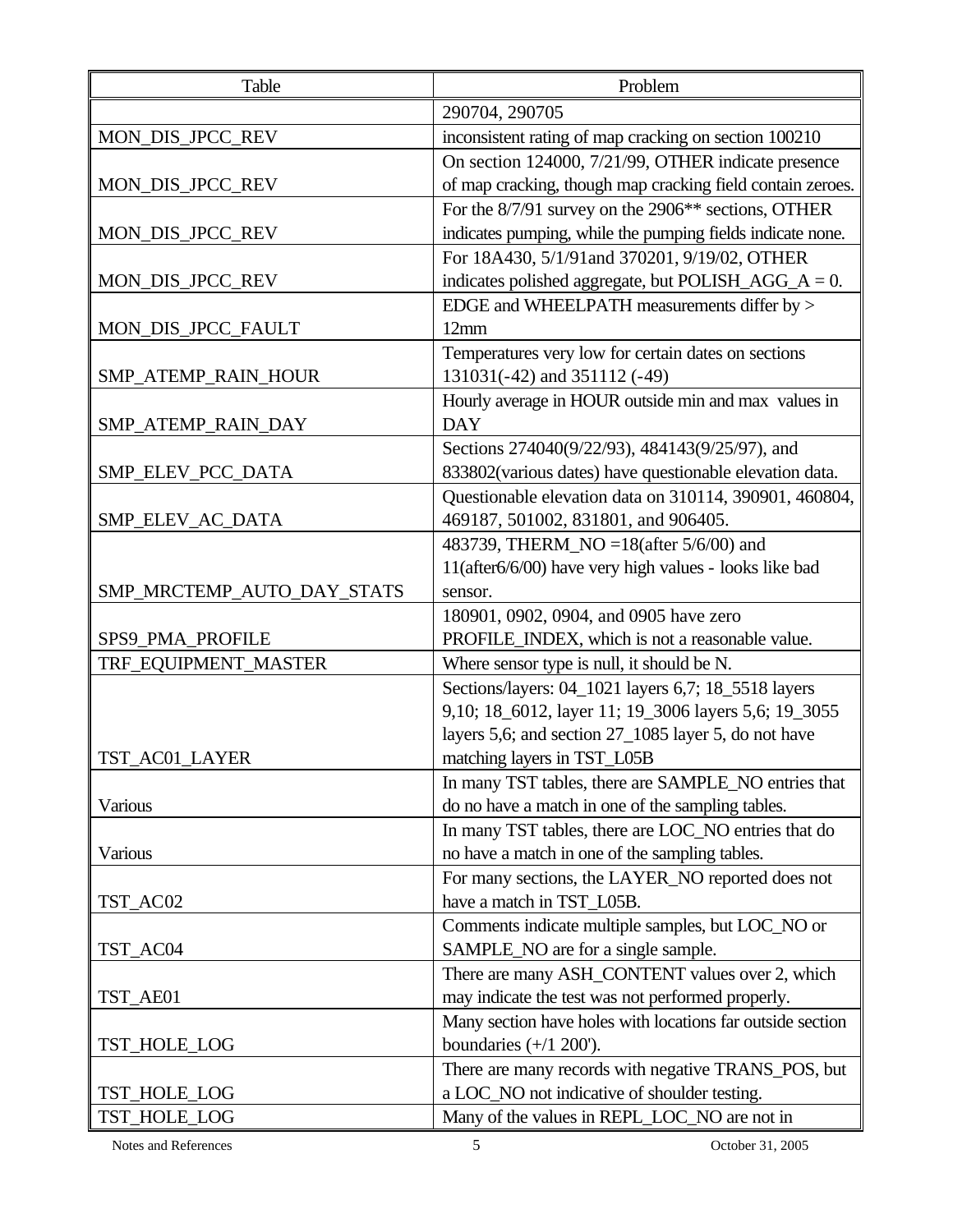| Table | Problem |
|---|---|
| | 290704, 290705 |
| MON_DIS_JPCC_REV | inconsistent rating of map cracking on section 100210 |
| MON_DIS_JPCC_REV | On section 124000, 7/21/99, OTHER indicate presence of map cracking, though map cracking field contain zeroes. |
| MON_DIS_JPCC_REV | For the 8/7/91 survey on the 2906** sections, OTHER indicates pumping, while the pumping fields indicate none. |
| MON_DIS_JPCC_REV | For 18A430, 5/1/91and 370201, 9/19/02, OTHER indicates polished aggregate, but POLISH_AGG_A = 0. |
| MON_DIS_JPCC_FAULT | EDGE and WHEELPATH measurements differ by > 12mm |
| SMP_ATEMP_RAIN_HOUR | Temperatures very low for certain dates on sections 131031(-42) and 351112 (-49) |
| SMP_ATEMP_RAIN_DAY | Hourly average in HOUR outside min and max values in DAY |
| SMP_ELEV_PCC_DATA | Sections 274040(9/22/93), 484143(9/25/97), and 833802(various dates) have questionable elevation data. |
| SMP_ELEV_AC_DATA | Questionable elevation data on 310114, 390901, 460804, 469187, 501002, 831801, and 906405. |
| SMP_MRCTEMP_AUTO_DAY_STATS | 483739, THERM_NO =18(after 5/6/00) and 11(after6/6/00) have very high values - looks like bad sensor. |
| SPS9_PMA_PROFILE | 180901, 0902, 0904, and 0905 have zero PROFILE_INDEX, which is not a reasonable value. |
| TRF_EQUIPMENT_MASTER | Where sensor type is null, it should be N. |
| TST_AC01_LAYER | Sections/layers: 04_1021 layers 6,7; 18_5518 layers 9,10; 18_6012, layer 11; 19_3006 layers 5,6; 19_3055 layers 5,6; and section 27_1085 layer 5, do not have matching layers in TST_L05B |
| Various | In many TST tables, there are SAMPLE_NO entries that do no have a match in one of the sampling tables. |
| Various | In many TST tables, there are LOC_NO entries that do no have a match in one of the sampling tables. |
| TST_AC02 | For many sections, the LAYER_NO reported does not have a match in TST_L05B. |
| TST_AC04 | Comments indicate multiple samples, but LOC_NO or SAMPLE_NO are for a single sample. |
| TST_AE01 | There are many ASH_CONTENT values over 2, which may indicate the test was not performed properly. |
| TST_HOLE_LOG | Many section have holes with locations far outside section boundaries (+/1 200'). |
| TST_HOLE_LOG | There are many records with negative TRANS_POS, but a LOC_NO not indicative of shoulder testing. |
| TST_HOLE_LOG | Many of the values in REPL_LOC_NO are not in |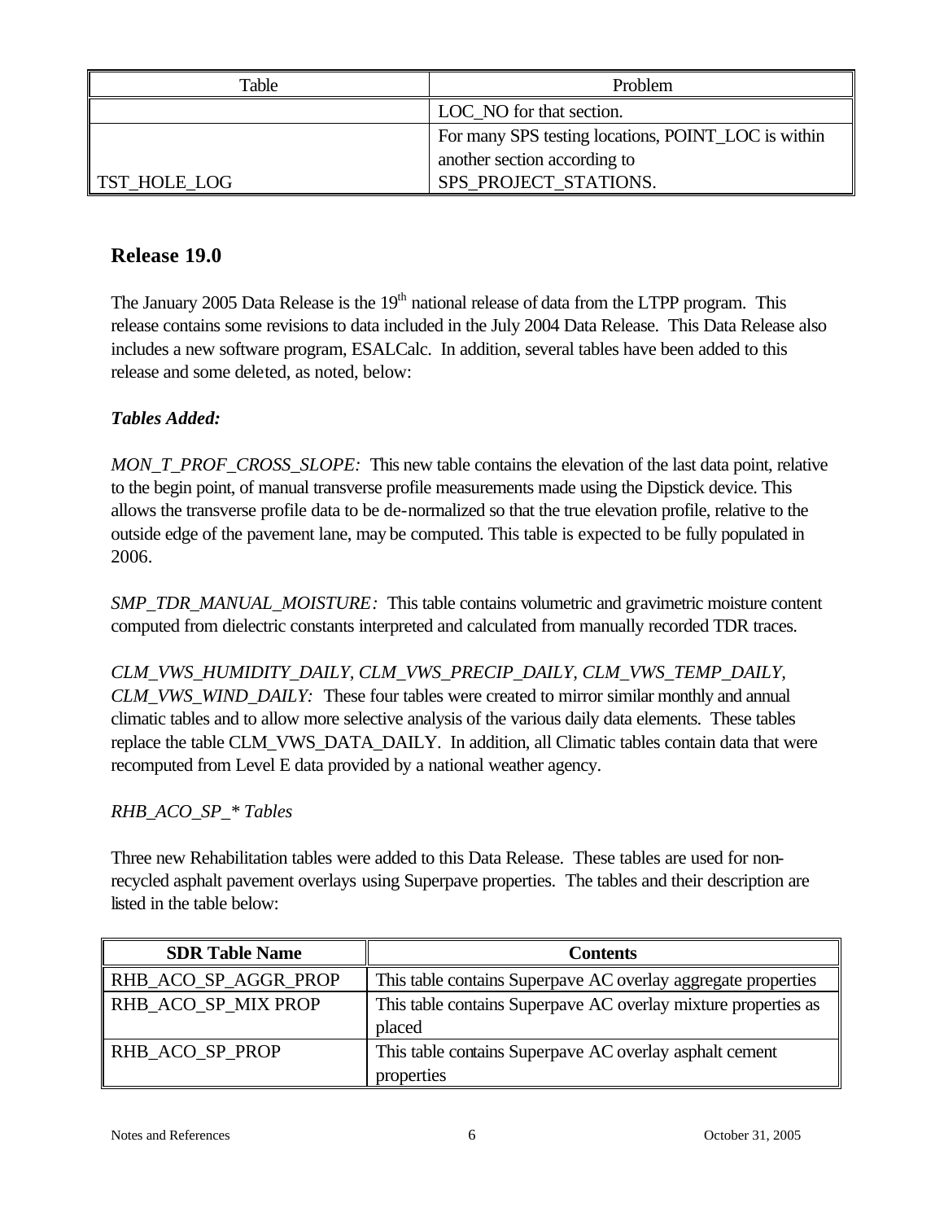| Table | Problem |
| --- | --- |
| | LOC_NO for that section. |
| TST_HOLE_LOG | For many SPS testing locations, POINT_LOC is within another section according to SPS_PROJECT_STATIONS. |

## Release 19.0

The January 2005 Data Release is the 19th national release of data from the LTPP program. This release contains some revisions to data included in the July 2004 Data Release. This Data Release also includes a new software program, ESALCalc. In addition, several tables have been added to this release and some deleted, as noted, below:

### *Tables Added:*

*MON_T_PROF_CROSS_SLOPE:* This new table contains the elevation of the last data point, relative to the begin point, of manual transverse profile measurements made using the Dipstick device. This allows the transverse profile data to be de-normalized so that the true elevation profile, relative to the outside edge of the pavement lane, may be computed. This table is expected to be fully populated in 2006.

*SMP_TDR_MANUAL_MOISTURE:* This table contains volumetric and gravimetric moisture content computed from dielectric constants interpreted and calculated from manually recorded TDR traces.

*CLM_VWS_HUMIDITY_DAILY, CLM_VWS_PRECIP_DAILY, CLM_VWS_TEMP_DAILY, CLM_VWS_WIND_DAILY:* These four tables were created to mirror similar monthly and annual climatic tables and to allow more selective analysis of the various daily data elements. These tables replace the table CLM_VWS_DATA_DAILY. In addition, all Climatic tables contain data that were recomputed from Level E data provided by a national weather agency.

*RHB_ACO_SP_* Tables*

Three new Rehabilitation tables were added to this Data Release. These tables are used for non-recycled asphalt pavement overlays using Superpave properties. The tables and their description are listed in the table below:

| SDR Table Name | Contents |
| --- | --- |
| RHB_ACO_SP_AGGR_PROP | This table contains Superpave AC overlay aggregate properties |
| RHB_ACO_SP_MIX PROP | This table contains Superpave AC overlay mixture properties as placed |
| RHB_ACO_SP_PROP | This table contains Superpave AC overlay asphalt cement properties |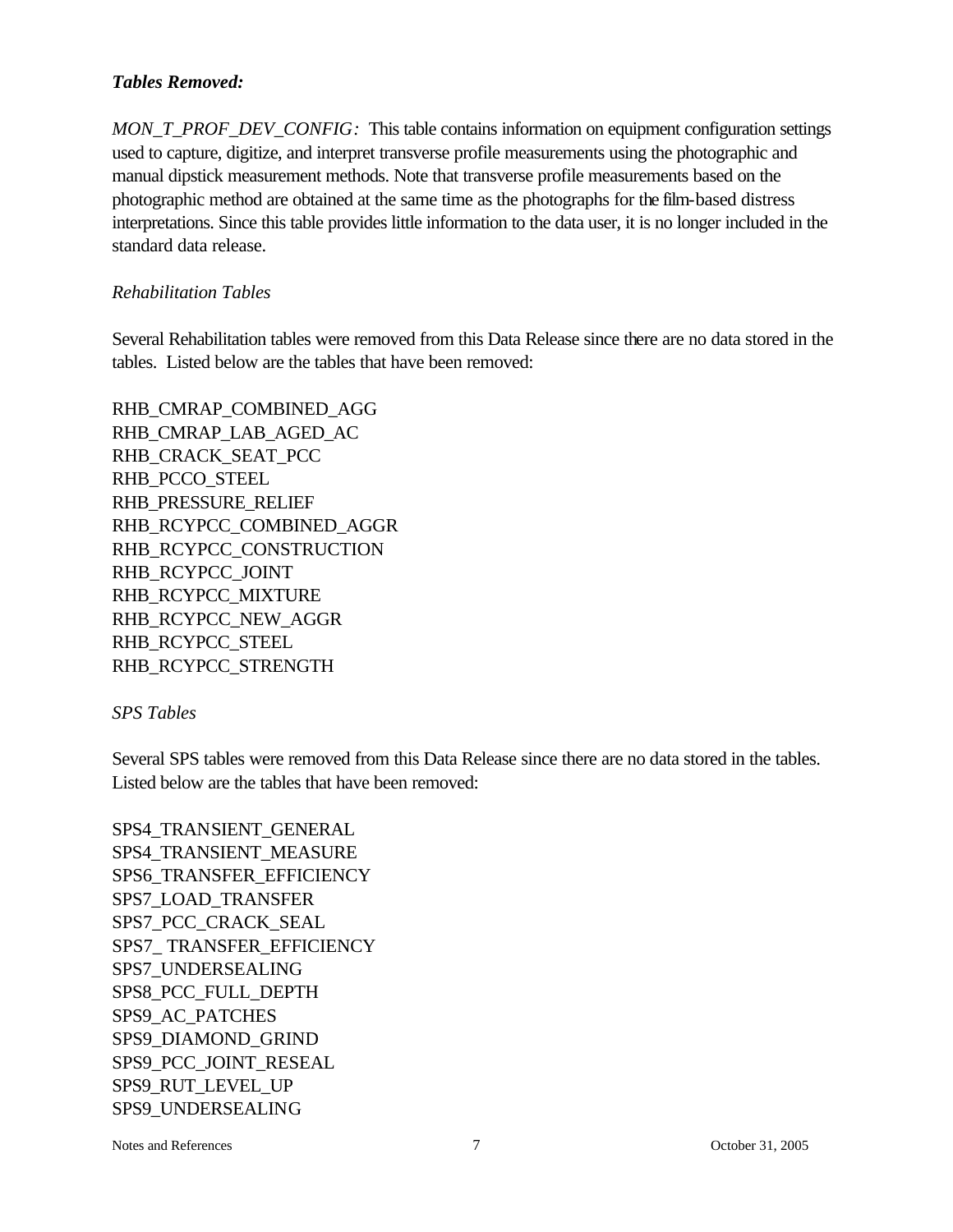***Tables Removed:***

*MON_T_PROF_DEV_CONFIG:* This table contains information on equipment configuration settings used to capture, digitize, and interpret transverse profile measurements using the photographic and manual dipstick measurement methods. Note that transverse profile measurements based on the photographic method are obtained at the same time as the photographs for the film-based distress interpretations. Since this table provides little information to the data user, it is no longer included in the standard data release.

*Rehabilitation Tables*

Several Rehabilitation tables were removed from this Data Release since there are no data stored in the tables. Listed below are the tables that have been removed:

RHB_CMRAP_COMBINED_AGG
RHB_CMRAP_LAB_AGED_AC
RHB_CRACK_SEAT_PCC
RHB_PCCO_STEEL
RHB_PRESSURE_RELIEF
RHB_RCYPCC_COMBINED_AGGR
RHB_RCYPCC_CONSTRUCTION
RHB_RCYPCC_JOINT
RHB_RCYPCC_MIXTURE
RHB_RCYPCC_NEW_AGGR
RHB_RCYPCC_STEEL
RHB_RCYPCC_STRENGTH

*SPS Tables*

Several SPS tables were removed from this Data Release since there are no data stored in the tables. Listed below are the tables that have been removed:

SPS4_TRANSIENT_GENERAL
SPS4_TRANSIENT_MEASURE
SPS6_TRANSFER_EFFICIENCY
SPS7_LOAD_TRANSFER
SPS7_PCC_CRACK_SEAL
SPS7_ TRANSFER_EFFICIENCY
SPS7_UNDERSEALING
SPS8_PCC_FULL_DEPTH
SPS9_AC_PATCHES
SPS9_DIAMOND_GRIND
SPS9_PCC_JOINT_RESEAL
SPS9_RUT_LEVEL_UP
SPS9_UNDERSEALING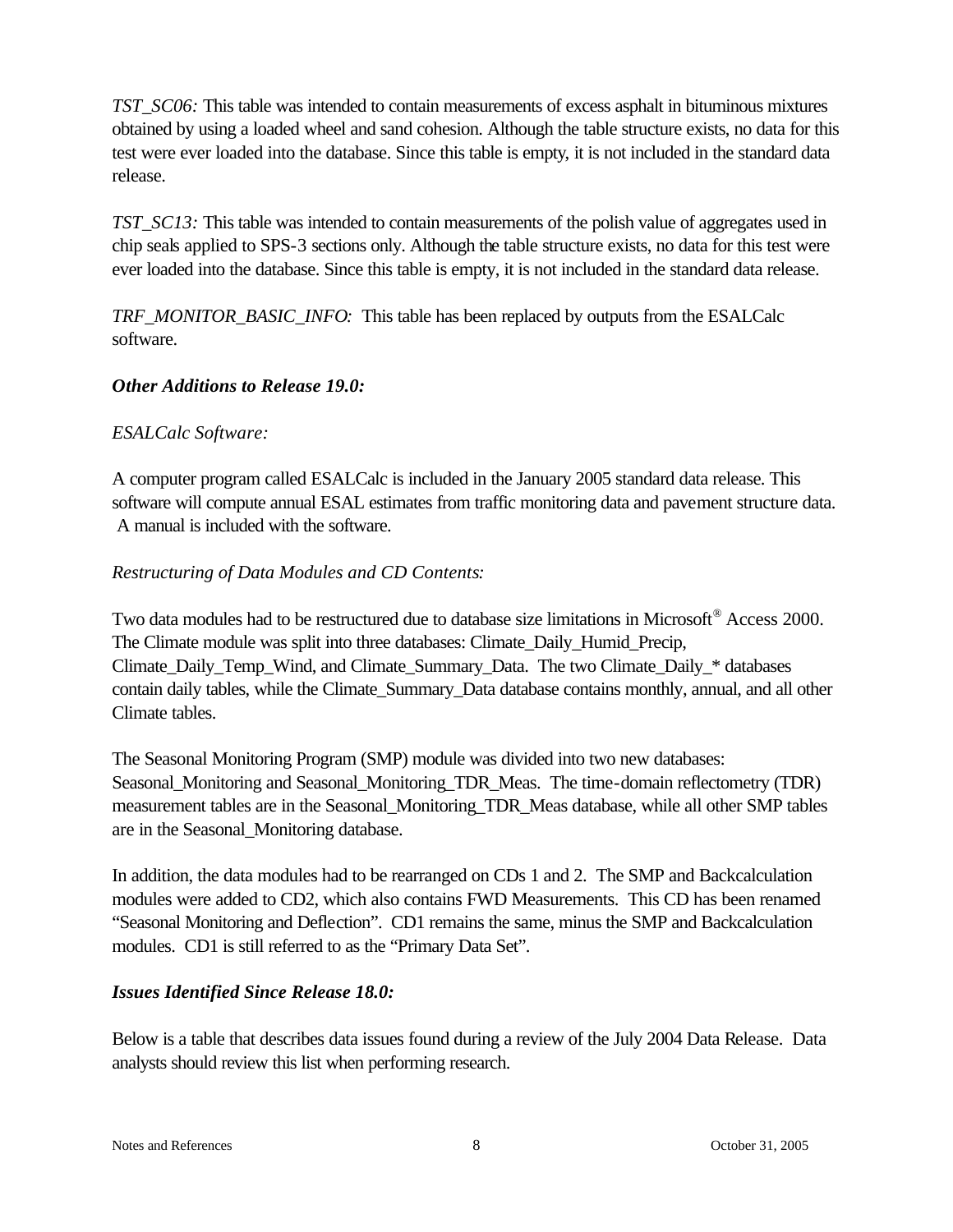*TST_SC06:* This table was intended to contain measurements of excess asphalt in bituminous mixtures obtained by using a loaded wheel and sand cohesion. Although the table structure exists, no data for this test were ever loaded into the database. Since this table is empty, it is not included in the standard data release.

*TST_SC13:* This table was intended to contain measurements of the polish value of aggregates used in chip seals applied to SPS-3 sections only. Although the table structure exists, no data for this test were ever loaded into the database. Since this table is empty, it is not included in the standard data release.

*TRF_MONITOR_BASIC_INFO:* This table has been replaced by outputs from the ESALCalc software.

### ***Other Additions to Release 19.0:***

*ESALCalc Software:*

A computer program called ESALCalc is included in the January 2005 standard data release. This software will compute annual ESAL estimates from traffic monitoring data and pavement structure data. A manual is included with the software.

*Restructuring of Data Modules and CD Contents:*

Two data modules had to be restructured due to database size limitations in Microsoft® Access 2000. The Climate module was split into three databases: Climate_Daily_Humid_Precip, Climate_Daily_Temp_Wind, and Climate_Summary_Data. The two Climate_Daily_* databases contain daily tables, while the Climate_Summary_Data database contains monthly, annual, and all other Climate tables.

The Seasonal Monitoring Program (SMP) module was divided into two new databases: Seasonal_Monitoring and Seasonal_Monitoring_TDR_Meas. The time-domain reflectometry (TDR) measurement tables are in the Seasonal_Monitoring_TDR_Meas database, while all other SMP tables are in the Seasonal_Monitoring database.

In addition, the data modules had to be rearranged on CDs 1 and 2. The SMP and Backcalculation modules were added to CD2, which also contains FWD Measurements. This CD has been renamed "Seasonal Monitoring and Deflection". CD1 remains the same, minus the SMP and Backcalculation modules. CD1 is still referred to as the "Primary Data Set".

### ***Issues Identified Since Release 18.0:***

Below is a table that describes data issues found during a review of the July 2004 Data Release. Data analysts should review this list when performing research.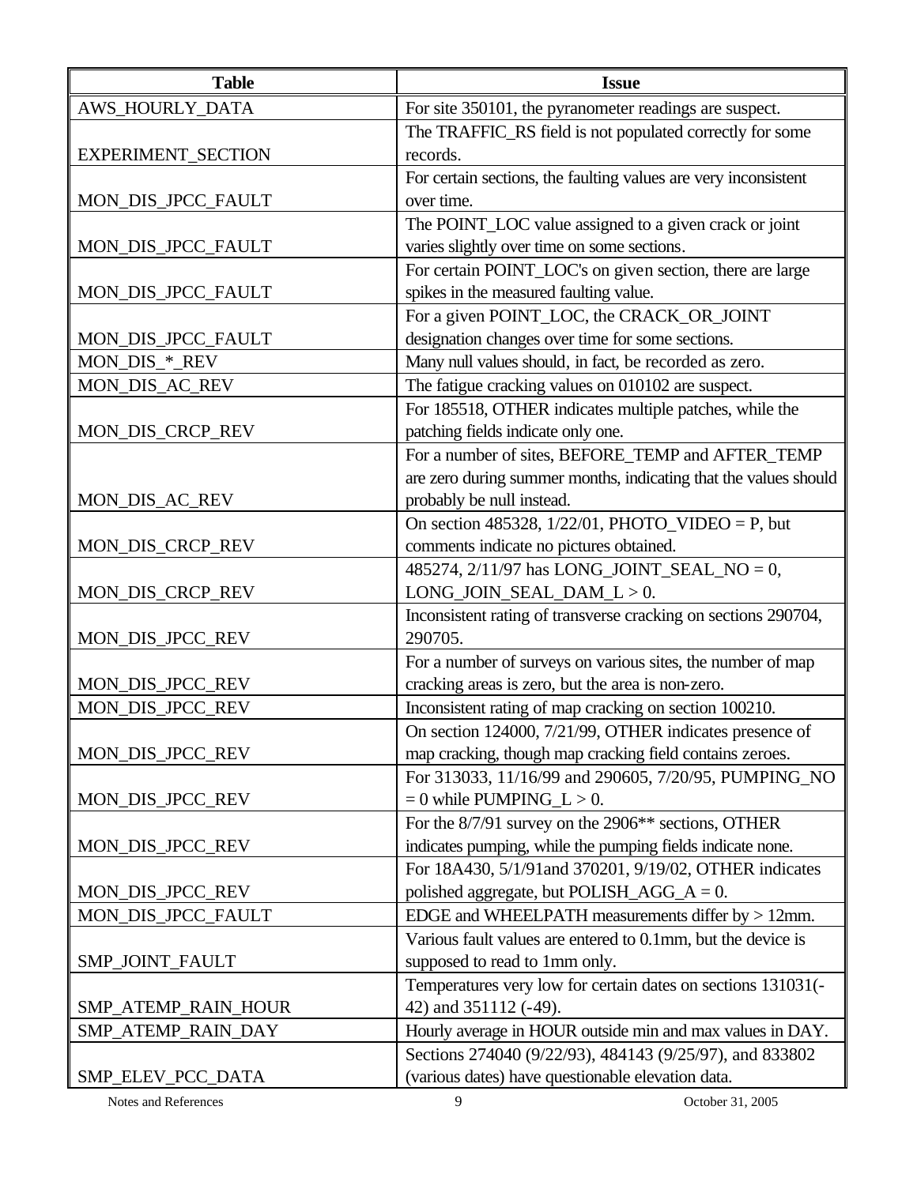| Table | Issue |
|---|---|
| AWS_HOURLY_DATA | For site 350101, the pyranometer readings are suspect. |
| EXPERIMENT_SECTION | The TRAFFIC_RS field is not populated correctly for some records. |
| MON_DIS_JPCC_FAULT | For certain sections, the faulting values are very inconsistent over time. |
| MON_DIS_JPCC_FAULT | The POINT_LOC value assigned to a given crack or joint varies slightly over time on some sections. |
| MON_DIS_JPCC_FAULT | For certain POINT_LOC's on given section, there are large spikes in the measured faulting value. |
| MON_DIS_JPCC_FAULT | For a given POINT_LOC, the CRACK_OR_JOINT designation changes over time for some sections. |
| MON_DIS_*_REV | Many null values should, in fact, be recorded as zero. |
| MON_DIS_AC_REV | The fatigue cracking values on 010102 are suspect. |
| MON_DIS_CRCP_REV | For 185518, OTHER indicates multiple patches, while the patching fields indicate only one. |
| MON_DIS_AC_REV | For a number of sites, BEFORE_TEMP and AFTER_TEMP are zero during summer months, indicating that the values should probably be null instead. |
| MON_DIS_CRCP_REV | On section 485328, 1/22/01, PHOTO_VIDEO = P, but comments indicate no pictures obtained. |
| MON_DIS_CRCP_REV | 485274, 2/11/97 has LONG_JOINT_SEAL_NO = 0, LONG_JOIN_SEAL_DAM_L > 0. |
| MON_DIS_JPCC_REV | Inconsistent rating of transverse cracking on sections 290704, 290705. |
| MON_DIS_JPCC_REV | For a number of surveys on various sites, the number of map cracking areas is zero, but the area is non-zero. |
| MON_DIS_JPCC_REV | Inconsistent rating of map cracking on section 100210. |
| MON_DIS_JPCC_REV | On section 124000, 7/21/99, OTHER indicates presence of map cracking, though map cracking field contains zeroes. |
| MON_DIS_JPCC_REV | For 313033, 11/16/99 and 290605, 7/20/95, PUMPING_NO = 0 while PUMPING_L > 0. |
| MON_DIS_JPCC_REV | For the 8/7/91 survey on the 2906** sections, OTHER indicates pumping, while the pumping fields indicate none. |
| MON_DIS_JPCC_REV | For 18A430, 5/1/91and 370201, 9/19/02, OTHER indicates polished aggregate, but POLISH_AGG_A = 0. |
| MON_DIS_JPCC_FAULT | EDGE and WHEELPATH measurements differ by > 12mm. |
| SMP_JOINT_FAULT | Various fault values are entered to 0.1mm, but the device is supposed to read to 1mm only. |
| SMP_ATEMP_RAIN_HOUR | Temperatures very low for certain dates on sections 131031(-42) and 351112 (-49). |
| SMP_ATEMP_RAIN_DAY | Hourly average in HOUR outside min and max values in DAY. |
| SMP_ELEV_PCC_DATA | Sections 274040 (9/22/93), 484143 (9/25/97), and 833802 (various dates) have questionable elevation data. |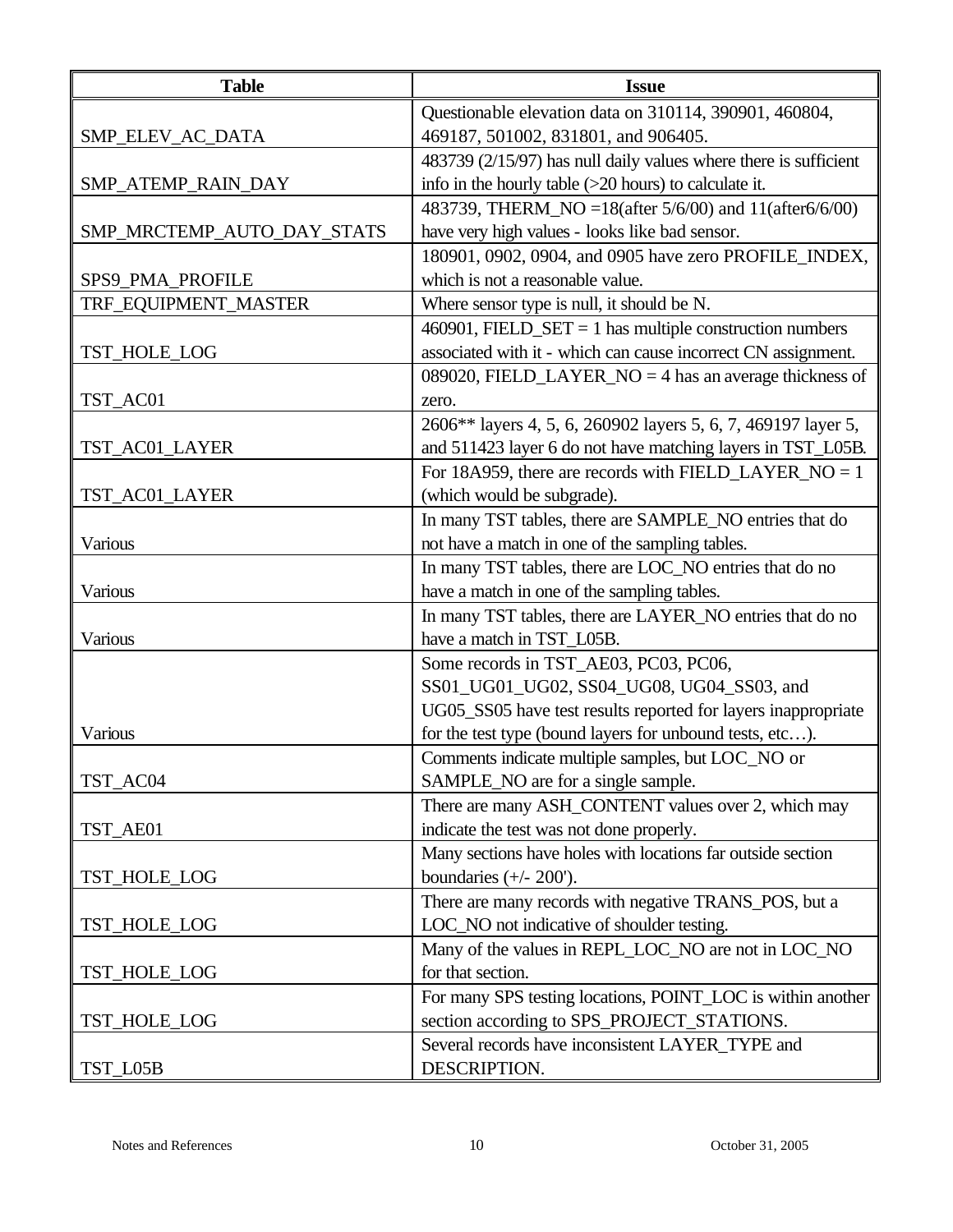| Table | Issue |
| --- | --- |
| SMP_ELEV_AC_DATA | Questionable elevation data on 310114, 390901, 460804, 469187, 501002, 831801, and 906405. |
| SMP_ATEMP_RAIN_DAY | 483739 (2/15/97) has null daily values where there is sufficient info in the hourly table (>20 hours) to calculate it. |
| SMP_MRCTEMP_AUTO_DAY_STATS | 483739, THERM_NO =18(after 5/6/00) and 11(after6/6/00) have very high values - looks like bad sensor. |
| SPS9_PMA_PROFILE | 180901, 0902, 0904, and 0905 have zero PROFILE_INDEX, which is not a reasonable value. |
| TRF_EQUIPMENT_MASTER | Where sensor type is null, it should be N. |
| TST_HOLE_LOG | 460901, FIELD_SET = 1 has multiple construction numbers associated with it - which can cause incorrect CN assignment. |
| TST_AC01 | 089020, FIELD_LAYER_NO = 4 has an average thickness of zero. |
| TST_AC01_LAYER | 2606** layers 4, 5, 6, 260902 layers 5, 6, 7, 469197 layer 5, and 511423 layer 6 do not have matching layers in TST_L05B. |
| TST_AC01_LAYER | For 18A959, there are records with FIELD_LAYER_NO = 1 (which would be subgrade). |
| Various | In many TST tables, there are SAMPLE_NO entries that do not have a match in one of the sampling tables. |
| Various | In many TST tables, there are LOC_NO entries that do no have a match in one of the sampling tables. |
| Various | In many TST tables, there are LAYER_NO entries that do no have a match in TST_L05B. |
| Various | Some records in TST_AE03, PC03, PC06, SS01_UG01_UG02, SS04_UG08, UG04_SS03, and UG05_SS05 have test results reported for layers inappropriate for the test type (bound layers for unbound tests, etc…). |
| TST_AC04 | Comments indicate multiple samples, but LOC_NO or SAMPLE_NO are for a single sample. |
| TST_AE01 | There are many ASH_CONTENT values over 2, which may indicate the test was not done properly. |
| TST_HOLE_LOG | Many sections have holes with locations far outside section boundaries (+/- 200'). |
| TST_HOLE_LOG | There are many records with negative TRANS_POS, but a LOC_NO not indicative of shoulder testing. |
| TST_HOLE_LOG | Many of the values in REPL_LOC_NO are not in LOC_NO for that section. |
| TST_HOLE_LOG | For many SPS testing locations, POINT_LOC is within another section according to SPS_PROJECT_STATIONS. |
| TST_L05B | Several records have inconsistent LAYER_TYPE and DESCRIPTION. |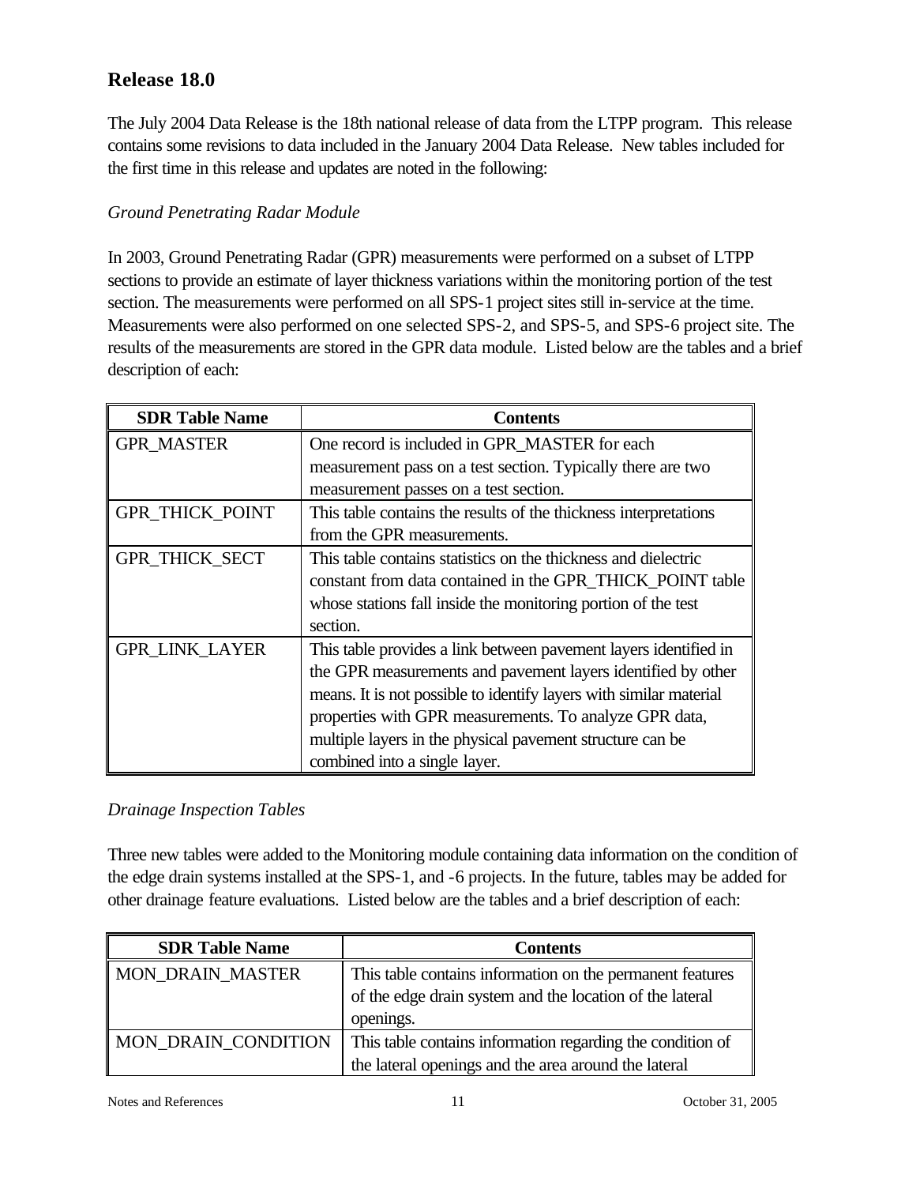## Release 18.0

The July 2004 Data Release is the 18th national release of data from the LTPP program. This release contains some revisions to data included in the January 2004 Data Release. New tables included for the first time in this release and updates are noted in the following:

*Ground Penetrating Radar Module*

In 2003, Ground Penetrating Radar (GPR) measurements were performed on a subset of LTPP sections to provide an estimate of layer thickness variations within the monitoring portion of the test section. The measurements were performed on all SPS-1 project sites still in-service at the time. Measurements were also performed on one selected SPS-2, and SPS-5, and SPS-6 project site. The results of the measurements are stored in the GPR data module. Listed below are the tables and a brief description of each:

| SDR Table Name | Contents |
|---|---|
| GPR_MASTER | One record is included in GPR_MASTER for each measurement pass on a test section. Typically there are two measurement passes on a test section. |
| GPR_THICK_POINT | This table contains the results of the thickness interpretations from the GPR measurements. |
| GPR_THICK_SECT | This table contains statistics on the thickness and dielectric constant from data contained in the GPR_THICK_POINT table whose stations fall inside the monitoring portion of the test section. |
| GPR_LINK_LAYER | This table provides a link between pavement layers identified in the GPR measurements and pavement layers identified by other means. It is not possible to identify layers with similar material properties with GPR measurements. To analyze GPR data, multiple layers in the physical pavement structure can be combined into a single layer. |

*Drainage Inspection Tables*

Three new tables were added to the Monitoring module containing data information on the condition of the edge drain systems installed at the SPS-1, and -6 projects. In the future, tables may be added for other drainage feature evaluations. Listed below are the tables and a brief description of each:

| SDR Table Name | Contents |
|---|---|
| MON_DRAIN_MASTER | This table contains information on the permanent features of the edge drain system and the location of the lateral openings. |
| MON_DRAIN_CONDITION | This table contains information regarding the condition of the lateral openings and the area around the lateral |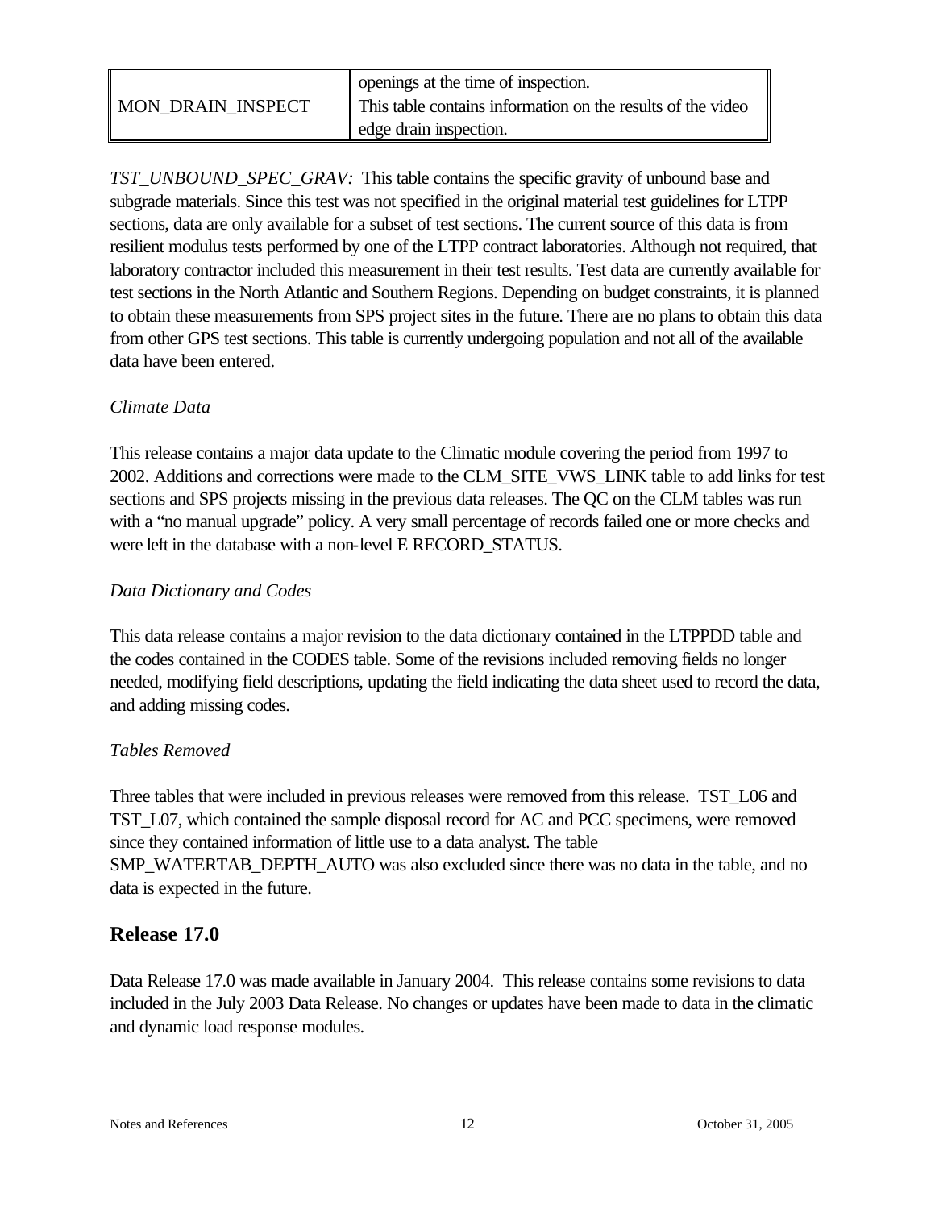|  |  |
| --- | --- |
|  | openings at the time of inspection. |
| MON_DRAIN_INSPECT | This table contains information on the results of the video edge drain inspection. |

*TST_UNBOUND_SPEC_GRAV:* This table contains the specific gravity of unbound base and subgrade materials. Since this test was not specified in the original material test guidelines for LTPP sections, data are only available for a subset of test sections. The current source of this data is from resilient modulus tests performed by one of the LTPP contract laboratories. Although not required, that laboratory contractor included this measurement in their test results. Test data are currently available for test sections in the North Atlantic and Southern Regions. Depending on budget constraints, it is planned to obtain these measurements from SPS project sites in the future. There are no plans to obtain this data from other GPS test sections. This table is currently undergoing population and not all of the available data have been entered.

*Climate Data*

This release contains a major data update to the Climatic module covering the period from 1997 to 2002. Additions and corrections were made to the CLM_SITE_VWS_LINK table to add links for test sections and SPS projects missing in the previous data releases. The QC on the CLM tables was run with a "no manual upgrade" policy. A very small percentage of records failed one or more checks and were left in the database with a non-level E RECORD_STATUS.

*Data Dictionary and Codes*

This data release contains a major revision to the data dictionary contained in the LTPPDD table and the codes contained in the CODES table. Some of the revisions included removing fields no longer needed, modifying field descriptions, updating the field indicating the data sheet used to record the data, and adding missing codes.

*Tables Removed*

Three tables that were included in previous releases were removed from this release. TST_L06 and TST_L07, which contained the sample disposal record for AC and PCC specimens, were removed since they contained information of little use to a data analyst. The table SMP_WATERTAB_DEPTH_AUTO was also excluded since there was no data in the table, and no data is expected in the future.

## Release 17.0

Data Release 17.0 was made available in January 2004. This release contains some revisions to data included in the July 2003 Data Release. No changes or updates have been made to data in the climatic and dynamic load response modules.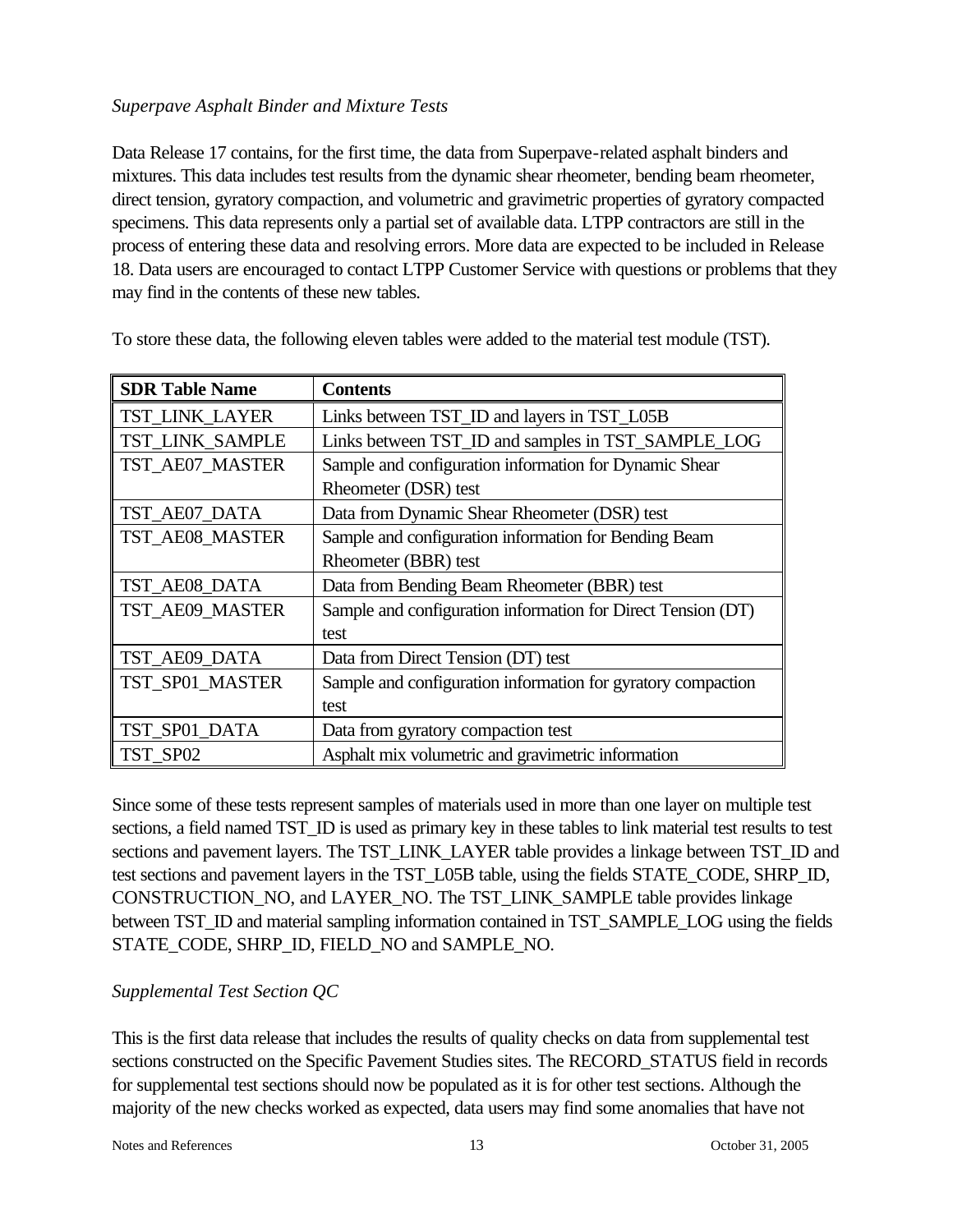*Superpave Asphalt Binder and Mixture Tests*

Data Release 17 contains, for the first time, the data from Superpave-related asphalt binders and mixtures. This data includes test results from the dynamic shear rheometer, bending beam rheometer, direct tension, gyratory compaction, and volumetric and gravimetric properties of gyratory compacted specimens. This data represents only a partial set of available data. LTPP contractors are still in the process of entering these data and resolving errors. More data are expected to be included in Release 18. Data users are encouraged to contact LTPP Customer Service with questions or problems that they may find in the contents of these new tables.

To store these data, the following eleven tables were added to the material test module (TST).

| SDR Table Name | Contents |
| --- | --- |
| TST_LINK_LAYER | Links between TST_ID and layers in TST_L05B |
| TST_LINK_SAMPLE | Links between TST_ID and samples in TST_SAMPLE_LOG |
| TST_AE07_MASTER | Sample and configuration information for Dynamic Shear Rheometer (DSR) test |
| TST_AE07_DATA | Data from Dynamic Shear Rheometer (DSR) test |
| TST_AE08_MASTER | Sample and configuration information for Bending Beam Rheometer (BBR) test |
| TST_AE08_DATA | Data from Bending Beam Rheometer (BBR) test |
| TST_AE09_MASTER | Sample and configuration information for Direct Tension (DT) test |
| TST_AE09_DATA | Data from Direct Tension (DT) test |
| TST_SP01_MASTER | Sample and configuration information for gyratory compaction test |
| TST_SP01_DATA | Data from gyratory compaction test |
| TST_SP02 | Asphalt mix volumetric and gravimetric information |

Since some of these tests represent samples of materials used in more than one layer on multiple test sections, a field named TST_ID is used as primary key in these tables to link material test results to test sections and pavement layers. The TST_LINK_LAYER table provides a linkage between TST_ID and test sections and pavement layers in the TST_L05B table, using the fields STATE_CODE, SHRP_ID, CONSTRUCTION_NO, and LAYER_NO. The TST_LINK_SAMPLE table provides linkage between TST_ID and material sampling information contained in TST_SAMPLE_LOG using the fields STATE_CODE, SHRP_ID, FIELD_NO and SAMPLE_NO.

*Supplemental Test Section QC*

This is the first data release that includes the results of quality checks on data from supplemental test sections constructed on the Specific Pavement Studies sites. The RECORD_STATUS field in records for supplemental test sections should now be populated as it is for other test sections. Although the majority of the new checks worked as expected, data users may find some anomalies that have not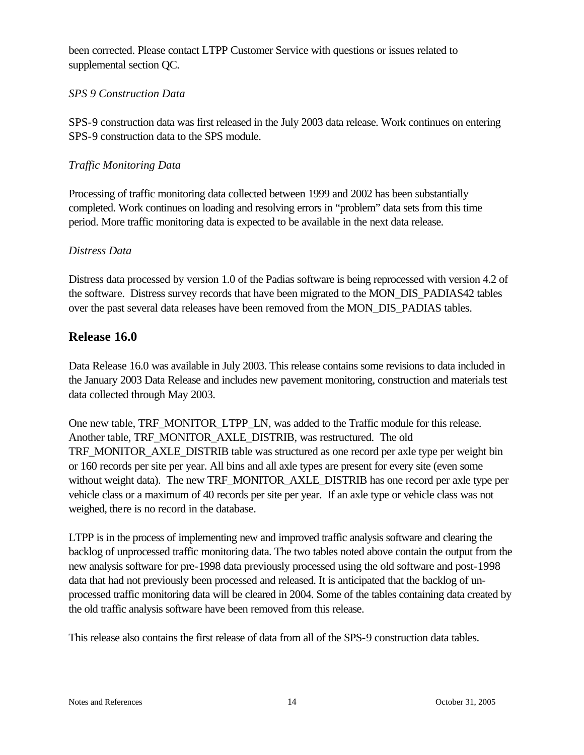been corrected. Please contact LTPP Customer Service with questions or issues related to supplemental section QC.

*SPS 9 Construction Data*

SPS-9 construction data was first released in the July 2003 data release. Work continues on entering SPS-9 construction data to the SPS module.

*Traffic Monitoring Data*

Processing of traffic monitoring data collected between 1999 and 2002 has been substantially completed. Work continues on loading and resolving errors in "problem" data sets from this time period. More traffic monitoring data is expected to be available in the next data release.

*Distress Data*

Distress data processed by version 1.0 of the Padias software is being reprocessed with version 4.2 of the software. Distress survey records that have been migrated to the MON_DIS_PADIAS42 tables over the past several data releases have been removed from the MON_DIS_PADIAS tables.

## Release 16.0

Data Release 16.0 was available in July 2003. This release contains some revisions to data included in the January 2003 Data Release and includes new pavement monitoring, construction and materials test data collected through May 2003.

One new table, TRF_MONITOR_LTPP_LN, was added to the Traffic module for this release. Another table, TRF_MONITOR_AXLE_DISTRIB, was restructured. The old TRF_MONITOR_AXLE_DISTRIB table was structured as one record per axle type per weight bin or 160 records per site per year. All bins and all axle types are present for every site (even some without weight data). The new TRF_MONITOR_AXLE_DISTRIB has one record per axle type per vehicle class or a maximum of 40 records per site per year. If an axle type or vehicle class was not weighed, there is no record in the database.

LTPP is in the process of implementing new and improved traffic analysis software and clearing the backlog of unprocessed traffic monitoring data. The two tables noted above contain the output from the new analysis software for pre-1998 data previously processed using the old software and post-1998 data that had not previously been processed and released. It is anticipated that the backlog of un-processed traffic monitoring data will be cleared in 2004. Some of the tables containing data created by the old traffic analysis software have been removed from this release.

This release also contains the first release of data from all of the SPS-9 construction data tables.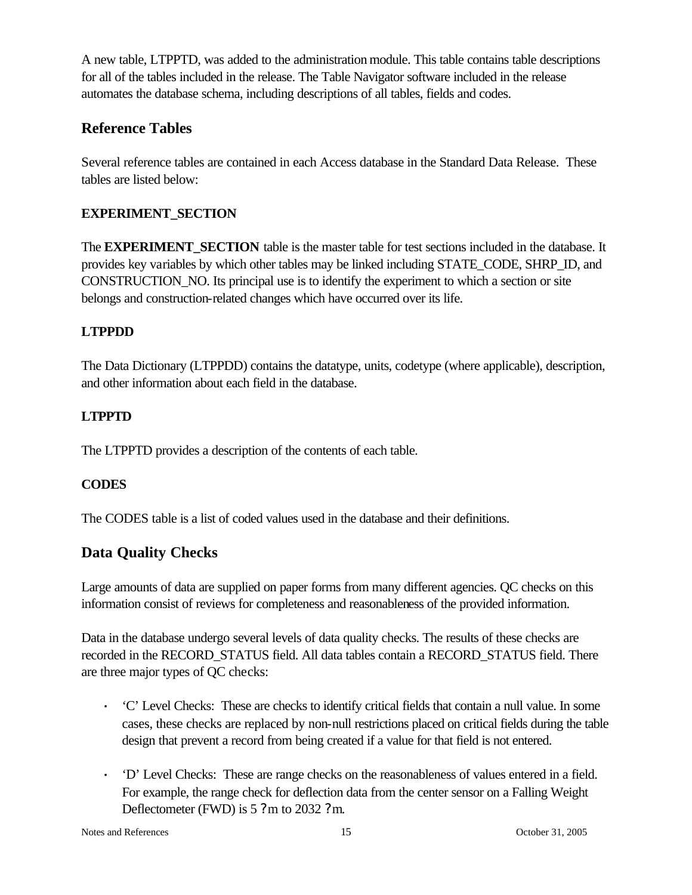A new table, LTPPTD, was added to the administration module. This table contains table descriptions for all of the tables included in the release. The Table Navigator software included in the release automates the database schema, including descriptions of all tables, fields and codes.

## Reference Tables

Several reference tables are contained in each Access database in the Standard Data Release. These tables are listed below:

### EXPERIMENT_SECTION

The **EXPERIMENT_SECTION** table is the master table for test sections included in the database. It provides key variables by which other tables may be linked including STATE_CODE, SHRP_ID, and CONSTRUCTION_NO. Its principal use is to identify the experiment to which a section or site belongs and construction-related changes which have occurred over its life.

### LTPPDD

The Data Dictionary (LTPPDD) contains the datatype, units, codetype (where applicable), description, and other information about each field in the database.

### LTPPTD

The LTPPTD provides a description of the contents of each table.

### CODES

The CODES table is a list of coded values used in the database and their definitions.

## Data Quality Checks

Large amounts of data are supplied on paper forms from many different agencies. QC checks on this information consist of reviews for completeness and reasonableness of the provided information.

Data in the database undergo several levels of data quality checks. The results of these checks are recorded in the RECORD_STATUS field. All data tables contain a RECORD_STATUS field. There are three major types of QC checks:

- 'C' Level Checks: These are checks to identify critical fields that contain a null value. In some cases, these checks are replaced by non-null restrictions placed on critical fields during the table design that prevent a record from being created if a value for that field is not entered.
- 'D' Level Checks: These are range checks on the reasonableness of values entered in a field. For example, the range check for deflection data from the center sensor on a Falling Weight Deflectometer (FWD) is 5 ?m to 2032 ?m.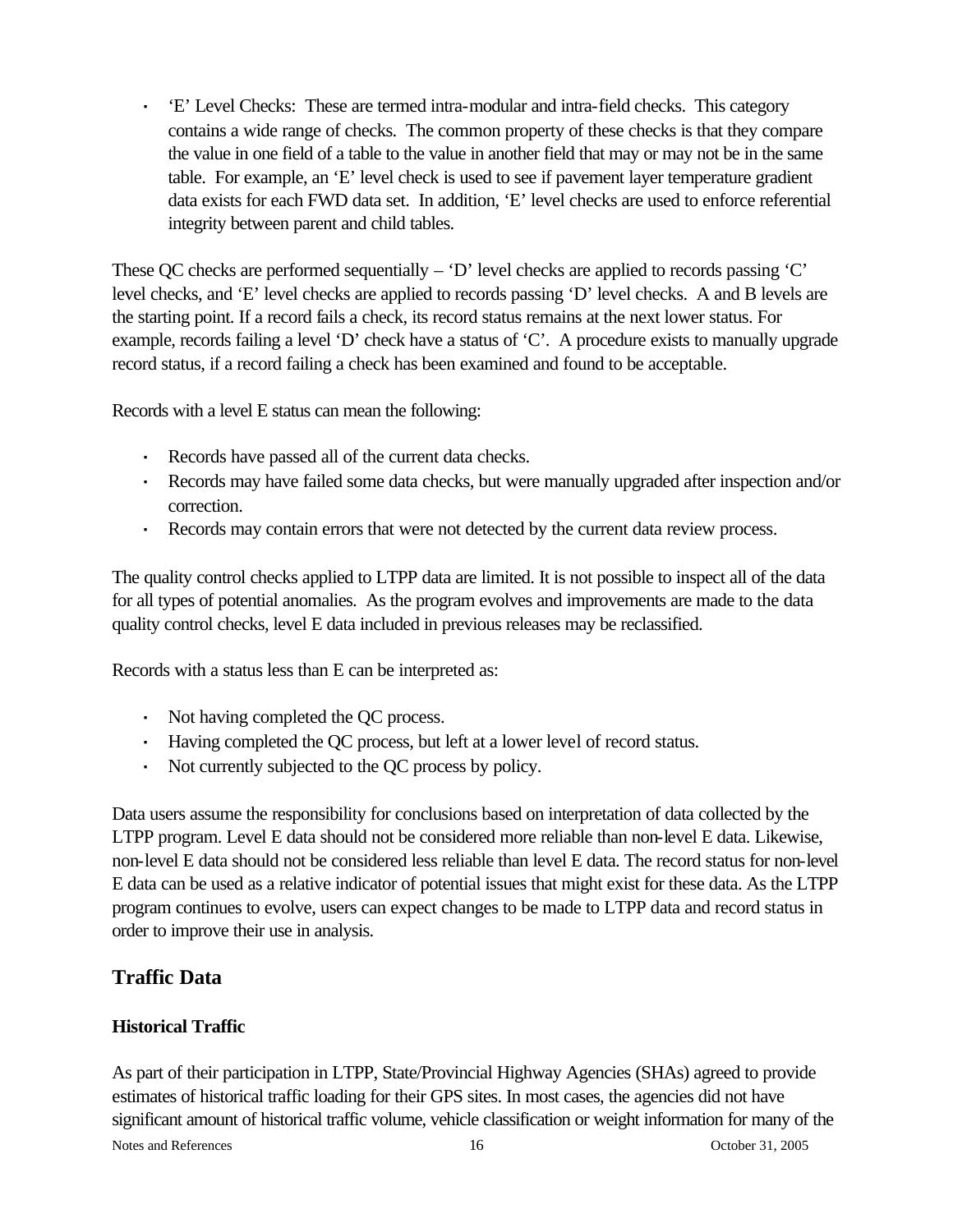- 'E' Level Checks: These are termed intra-modular and intra-field checks. This category contains a wide range of checks. The common property of these checks is that they compare the value in one field of a table to the value in another field that may or may not be in the same table. For example, an 'E' level check is used to see if pavement layer temperature gradient data exists for each FWD data set. In addition, 'E' level checks are used to enforce referential integrity between parent and child tables.

These QC checks are performed sequentially – 'D' level checks are applied to records passing 'C' level checks, and 'E' level checks are applied to records passing 'D' level checks. A and B levels are the starting point. If a record fails a check, its record status remains at the next lower status. For example, records failing a level 'D' check have a status of 'C'. A procedure exists to manually upgrade record status, if a record failing a check has been examined and found to be acceptable.

Records with a level E status can mean the following:

- Records have passed all of the current data checks.
- Records may have failed some data checks, but were manually upgraded after inspection and/or correction.
- Records may contain errors that were not detected by the current data review process.

The quality control checks applied to LTPP data are limited. It is not possible to inspect all of the data for all types of potential anomalies. As the program evolves and improvements are made to the data quality control checks, level E data included in previous releases may be reclassified.

Records with a status less than E can be interpreted as:

- Not having completed the QC process.
- Having completed the QC process, but left at a lower level of record status.
- Not currently subjected to the QC process by policy.

Data users assume the responsibility for conclusions based on interpretation of data collected by the LTPP program. Level E data should not be considered more reliable than non-level E data. Likewise, non-level E data should not be considered less reliable than level E data. The record status for non-level E data can be used as a relative indicator of potential issues that might exist for these data. As the LTPP program continues to evolve, users can expect changes to be made to LTPP data and record status in order to improve their use in analysis.

## Traffic Data

### Historical Traffic

As part of their participation in LTPP, State/Provincial Highway Agencies (SHAs) agreed to provide estimates of historical traffic loading for their GPS sites. In most cases, the agencies did not have significant amount of historical traffic volume, vehicle classification or weight information for many of the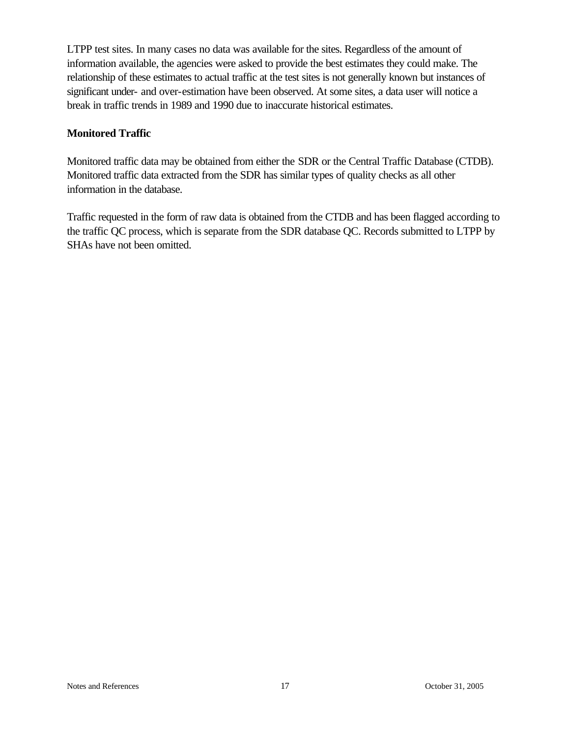LTPP test sites. In many cases no data was available for the sites. Regardless of the amount of information available, the agencies were asked to provide the best estimates they could make. The relationship of these estimates to actual traffic at the test sites is not generally known but instances of significant under- and over-estimation have been observed. At some sites, a data user will notice a break in traffic trends in 1989 and 1990 due to inaccurate historical estimates.

**Monitored Traffic**

Monitored traffic data may be obtained from either the SDR or the Central Traffic Database (CTDB). Monitored traffic data extracted from the SDR has similar types of quality checks as all other information in the database.

Traffic requested in the form of raw data is obtained from the CTDB and has been flagged according to the traffic QC process, which is separate from the SDR database QC. Records submitted to LTPP by SHAs have not been omitted.